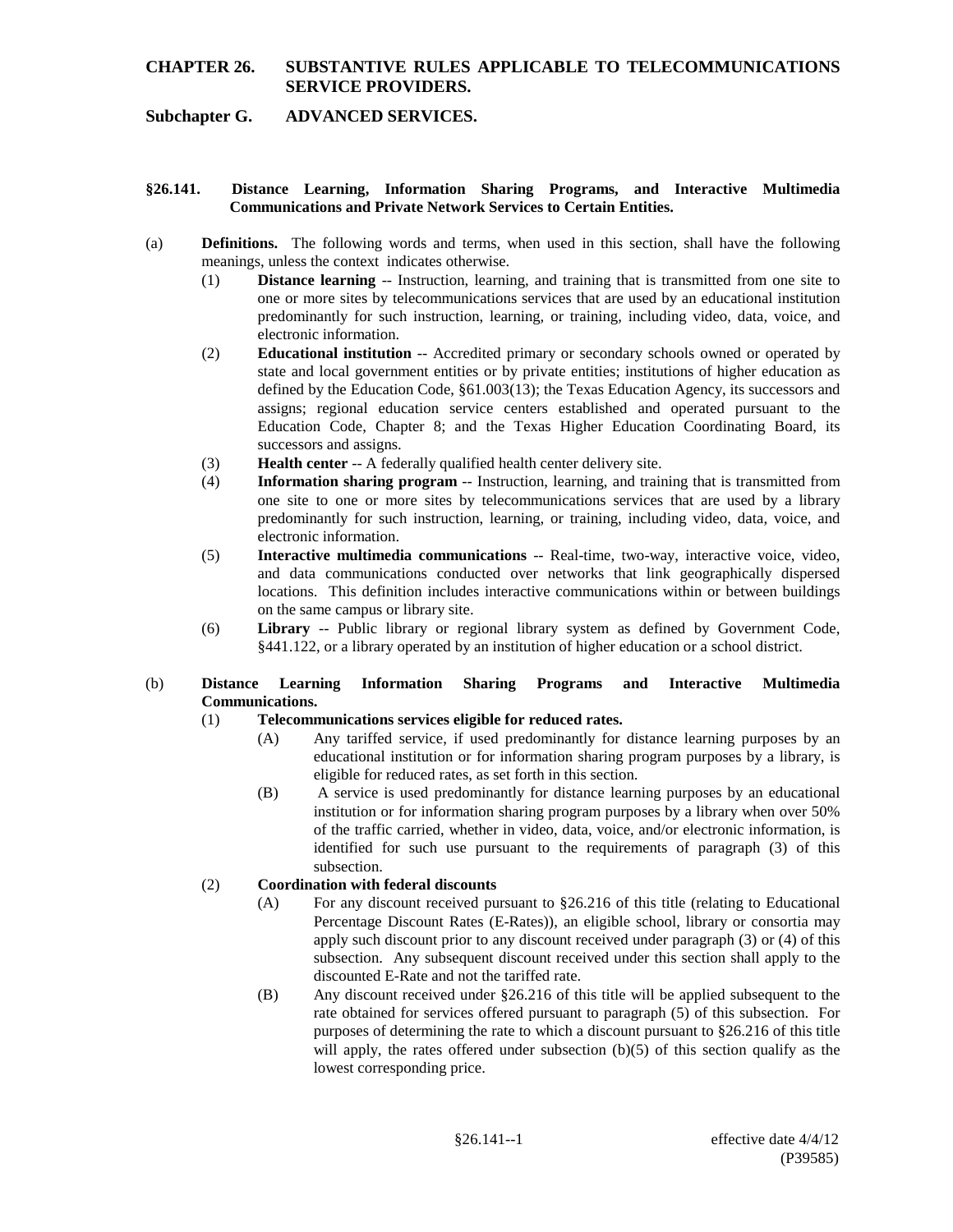# CHAPTER 26. SUBSTANTIVE RULES APPLICABLE TO TELECOMMUNICATIONS SERVICE PROVIDERS.

## Subchapter G. ADVANCED SERVICES.

### §26.141. Distance Learning, Information Sharing Programs, and Interactive Multimedia Communications and Private Network Services to Certain Entities.

(a) **Definitions.** The following words and terms, when used in this section, shall have the following meanings, unless the context indicates otherwise.

(1) **Distance learning** -- Instruction, learning, and training that is transmitted from one site to one or more sites by telecommunications services that are used by an educational institution predominantly for such instruction, learning, or training, including video, data, voice, and electronic information.

(2) **Educational institution** -- Accredited primary or secondary schools owned or operated by state and local government entities or by private entities; institutions of higher education as defined by the Education Code, §61.003(13); the Texas Education Agency, its successors and assigns; regional education service centers established and operated pursuant to the Education Code, Chapter 8; and the Texas Higher Education Coordinating Board, its successors and assigns.

(3) **Health center** -- A federally qualified health center delivery site.

(4) **Information sharing program** -- Instruction, learning, and training that is transmitted from one site to one or more sites by telecommunications services that are used by a library predominantly for such instruction, learning, or training, including video, data, voice, and electronic information.

(5) **Interactive multimedia communications** -- Real-time, two-way, interactive voice, video, and data communications conducted over networks that link geographically dispersed locations. This definition includes interactive communications within or between buildings on the same campus or library site.

(6) **Library** -- Public library or regional library system as defined by Government Code, §441.122, or a library operated by an institution of higher education or a school district.

(b) **Distance Learning Information Sharing Programs and Interactive Multimedia Communications.**

(1) **Telecommunications services eligible for reduced rates.**

(A) Any tariffed service, if used predominantly for distance learning purposes by an educational institution or for information sharing program purposes by a library, is eligible for reduced rates, as set forth in this section.

(B) A service is used predominantly for distance learning purposes by an educational institution or for information sharing program purposes by a library when over 50% of the traffic carried, whether in video, data, voice, and/or electronic information, is identified for such use pursuant to the requirements of paragraph (3) of this subsection.

(2) **Coordination with federal discounts**

(A) For any discount received pursuant to §26.216 of this title (relating to Educational Percentage Discount Rates (E-Rates)), an eligible school, library or consortia may apply such discount prior to any discount received under paragraph (3) or (4) of this subsection. Any subsequent discount received under this section shall apply to the discounted E-Rate and not the tariffed rate.

(B) Any discount received under §26.216 of this title will be applied subsequent to the rate obtained for services offered pursuant to paragraph (5) of this subsection. For purposes of determining the rate to which a discount pursuant to §26.216 of this title will apply, the rates offered under subsection (b)(5) of this section qualify as the lowest corresponding price.

effective date 4/4/12
(P39585)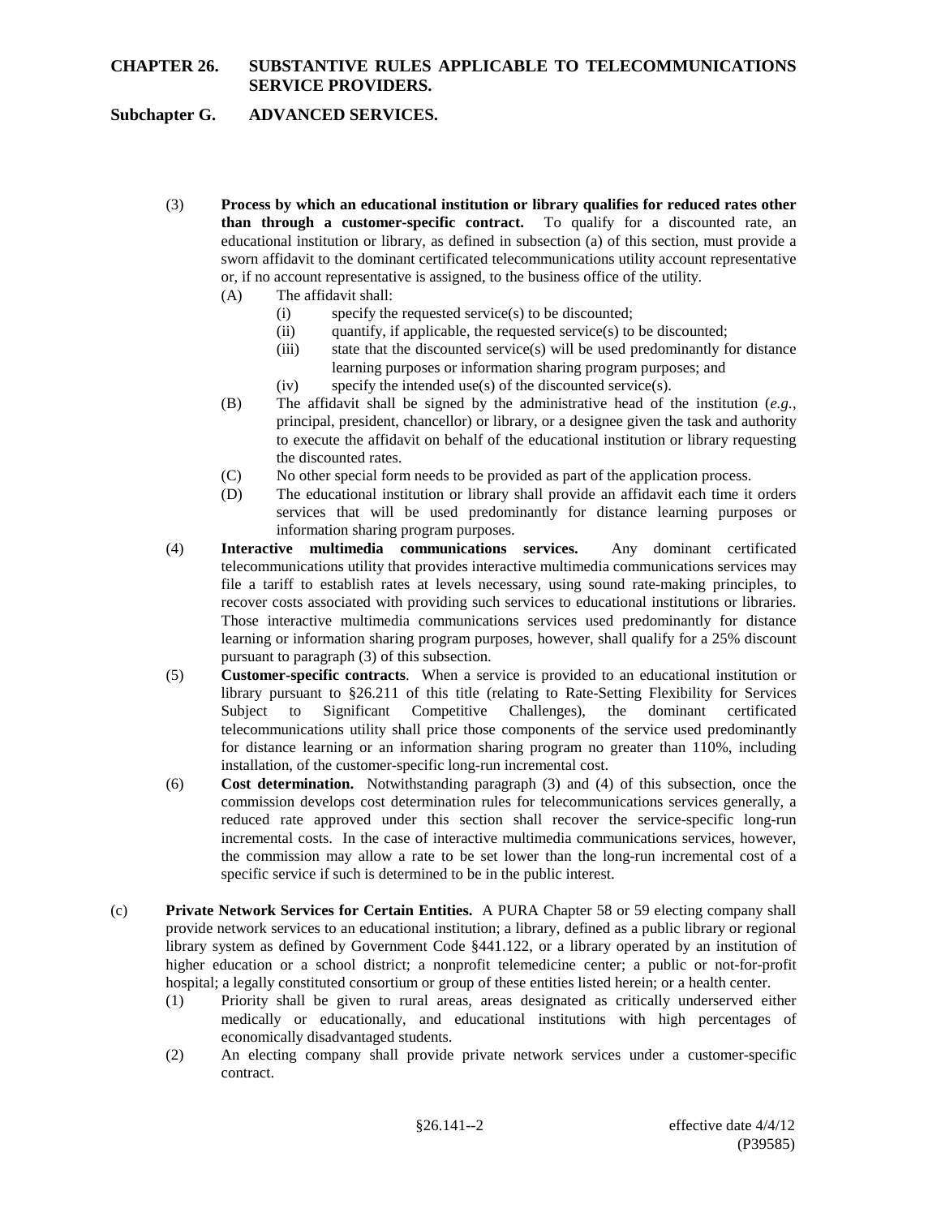(3) **Process by which an educational institution or library qualifies for reduced rates other than through a customer-specific contract.** To qualify for a discounted rate, an educational institution or library, as defined in subsection (a) of this section, must provide a sworn affidavit to the dominant certificated telecommunications utility account representative or, if no account representative is assigned, to the business office of the utility.

  (A) The affidavit shall:

    (i) specify the requested service(s) to be discounted;

    (ii) quantify, if applicable, the requested service(s) to be discounted;

    (iii) state that the discounted service(s) will be used predominantly for distance learning purposes or information sharing program purposes; and

    (iv) specify the intended use(s) of the discounted service(s).

  (B) The affidavit shall be signed by the administrative head of the institution (*e.g.*, principal, president, chancellor) or library, or a designee given the task and authority to execute the affidavit on behalf of the educational institution or library requesting the discounted rates.

  (C) No other special form needs to be provided as part of the application process.

  (D) The educational institution or library shall provide an affidavit each time it orders services that will be used predominantly for distance learning purposes or information sharing program purposes.

(4) **Interactive multimedia communications services.** Any dominant certificated telecommunications utility that provides interactive multimedia communications services may file a tariff to establish rates at levels necessary, using sound rate-making principles, to recover costs associated with providing such services to educational institutions or libraries. Those interactive multimedia communications services used predominantly for distance learning or information sharing program purposes, however, shall qualify for a 25% discount pursuant to paragraph (3) of this subsection.

(5) **Customer-specific contracts**. When a service is provided to an educational institution or library pursuant to §26.211 of this title (relating to Rate-Setting Flexibility for Services Subject to Significant Competitive Challenges), the dominant certificated telecommunications utility shall price those components of the service used predominantly for distance learning or an information sharing program no greater than 110%, including installation, of the customer-specific long-run incremental cost.

(6) **Cost determination.** Notwithstanding paragraph (3) and (4) of this subsection, once the commission develops cost determination rules for telecommunications services generally, a reduced rate approved under this section shall recover the service-specific long-run incremental costs. In the case of interactive multimedia communications services, however, the commission may allow a rate to be set lower than the long-run incremental cost of a specific service if such is determined to be in the public interest.

(c) **Private Network Services for Certain Entities.** A PURA Chapter 58 or 59 electing company shall provide network services to an educational institution; a library, defined as a public library or regional library system as defined by Government Code §441.122, or a library operated by an institution of higher education or a school district; a nonprofit telemedicine center; a public or not-for-profit hospital; a legally constituted consortium or group of these entities listed herein; or a health center.

(1) Priority shall be given to rural areas, areas designated as critically underserved either medically or educationally, and educational institutions with high percentages of economically disadvantaged students.

(2) An electing company shall provide private network services under a customer-specific contract.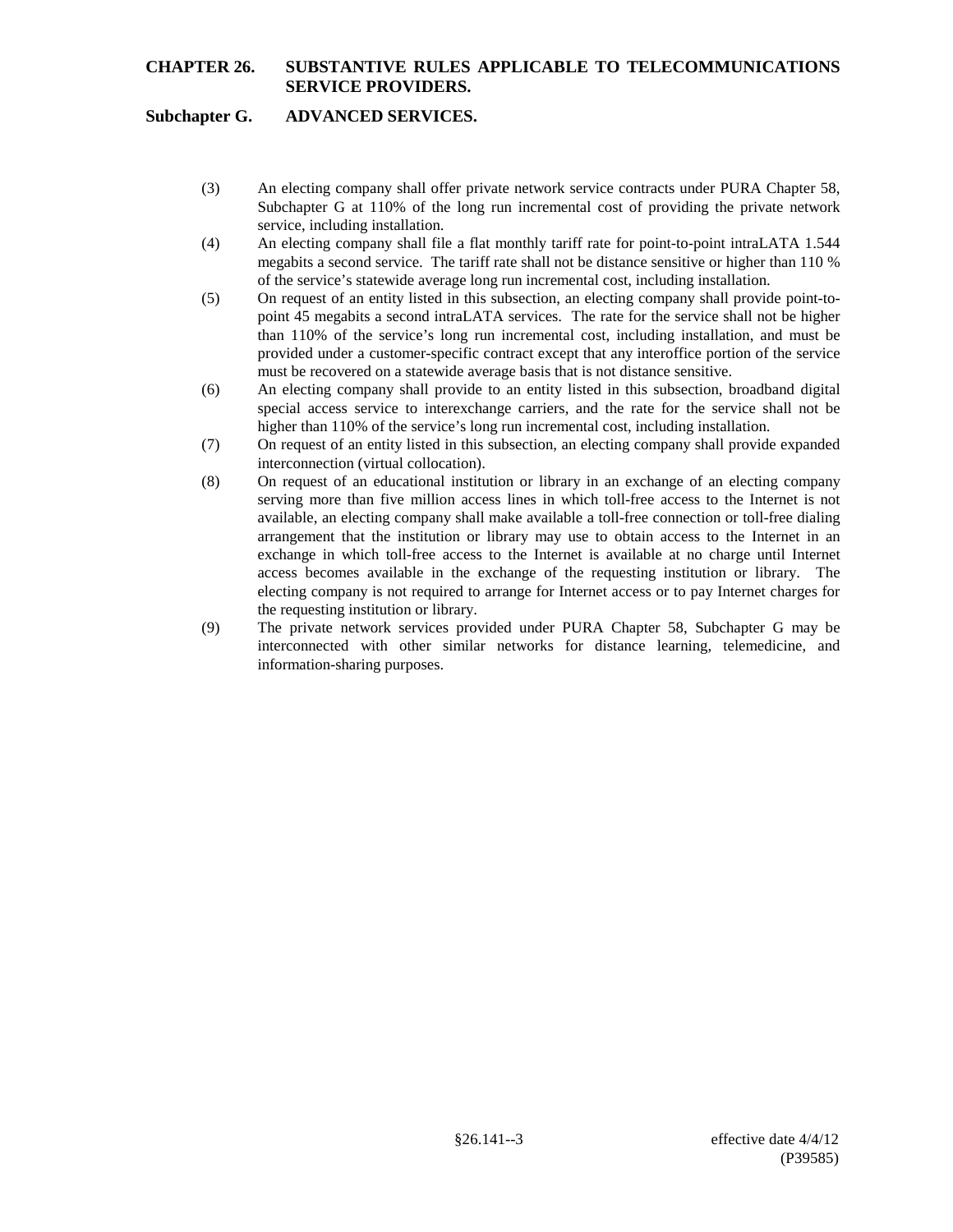(3) An electing company shall offer private network service contracts under PURA Chapter 58, Subchapter G at 110% of the long run incremental cost of providing the private network service, including installation.

(4) An electing company shall file a flat monthly tariff rate for point-to-point intraLATA 1.544 megabits a second service. The tariff rate shall not be distance sensitive or higher than 110 % of the service's statewide average long run incremental cost, including installation.

(5) On request of an entity listed in this subsection, an electing company shall provide point-to-point 45 megabits a second intraLATA services. The rate for the service shall not be higher than 110% of the service's long run incremental cost, including installation, and must be provided under a customer-specific contract except that any interoffice portion of the service must be recovered on a statewide average basis that is not distance sensitive.

(6) An electing company shall provide to an entity listed in this subsection, broadband digital special access service to interexchange carriers, and the rate for the service shall not be higher than 110% of the service's long run incremental cost, including installation.

(7) On request of an entity listed in this subsection, an electing company shall provide expanded interconnection (virtual collocation).

(8) On request of an educational institution or library in an exchange of an electing company serving more than five million access lines in which toll-free access to the Internet is not available, an electing company shall make available a toll-free connection or toll-free dialing arrangement that the institution or library may use to obtain access to the Internet in an exchange in which toll-free access to the Internet is available at no charge until Internet access becomes available in the exchange of the requesting institution or library. The electing company is not required to arrange for Internet access or to pay Internet charges for the requesting institution or library.

(9) The private network services provided under PURA Chapter 58, Subchapter G may be interconnected with other similar networks for distance learning, telemedicine, and information-sharing purposes.